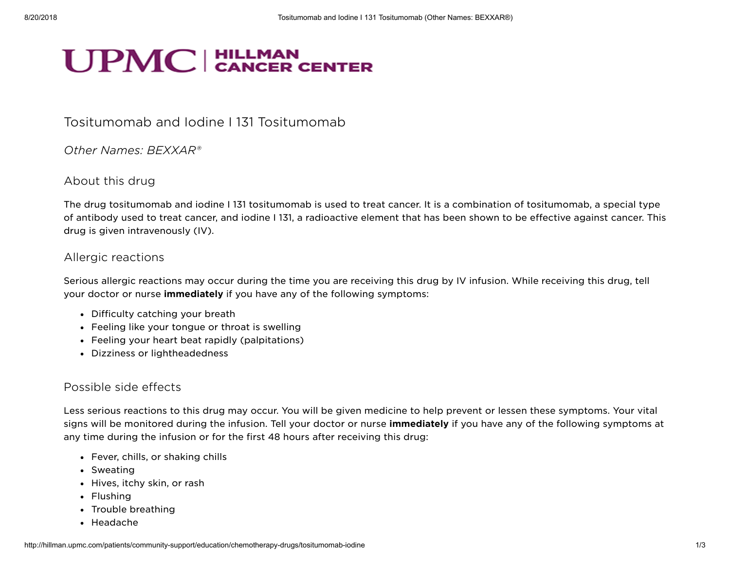UPMC | HILLMAN CANCER CENTER

# Tositumomab and Iodine I 131 Tositumomab

*Other Names: BEXXAR®*

## About this drug

The drug tositumomab and iodine I 131 tositumomab is used to treat cancer. It is a combination of tositumomab, a special type of antibody used to treat cancer, and iodine I 131, a radioactive element that has been shown to be effective against cancer. This drug is given intravenously (IV).

## Allergic reactions

Serious allergic reactions may occur during the time you are receiving this drug by IV infusion. While receiving this drug, tell your doctor or nurse **immediately** if you have any of the following symptoms:

- Difficulty catching your breath
- Feeling like your tongue or throat is swelling
- Feeling your heart beat rapidly (palpitations)
- Dizziness or lightheadedness

## Possible side effects

Less serious reactions to this drug may occur. You will be given medicine to help prevent or lessen these symptoms. Your vital signs will be monitored during the infusion. Tell your doctor or nurse **immediately** if you have any of the following symptoms at any time during the infusion or for the first 48 hours after receiving this drug:

- Fever, chills, or shaking chills
- Sweating
- Hives, itchy skin, or rash
- Flushing
- Trouble breathing
- Headache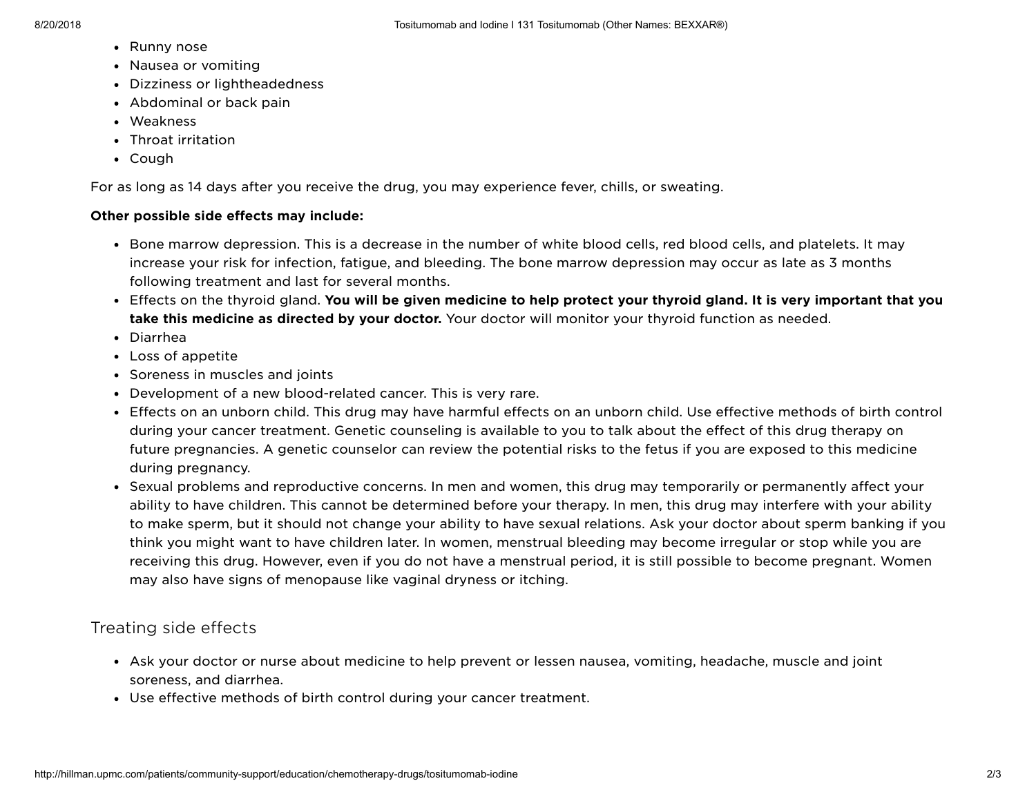- Runny nose
- Nausea or vomiting
- Dizziness or lightheadedness
- Abdominal or back pain
- Weakness
- Throat irritation
- Cough

For as long as 14 days after you receive the drug, you may experience fever, chills, or sweating.

**Other possible side effects may include:**

- Bone marrow depression. This is a decrease in the number of white blood cells, red blood cells, and platelets. It may increase your risk for infection, fatigue, and bleeding. The bone marrow depression may occur as late as 3 months following treatment and last for several months.
- Effects on the thyroid gland. **You will be given medicine to help protect your thyroid gland. It is very important that you take this medicine as directed by your doctor.** Your doctor will monitor your thyroid function as needed.
- Diarrhea
- Loss of appetite
- Soreness in muscles and joints
- Development of a new blood-related cancer. This is very rare.
- Effects on an unborn child. This drug may have harmful effects on an unborn child. Use effective methods of birth control during your cancer treatment. Genetic counseling is available to you to talk about the effect of this drug therapy on future pregnancies. A genetic counselor can review the potential risks to the fetus if you are exposed to this medicine during pregnancy.
- Sexual problems and reproductive concerns. In men and women, this drug may temporarily or permanently affect your ability to have children. This cannot be determined before your therapy. In men, this drug may interfere with your ability to make sperm, but it should not change your ability to have sexual relations. Ask your doctor about sperm banking if you think you might want to have children later. In women, menstrual bleeding may become irregular or stop while you are receiving this drug. However, even if you do not have a menstrual period, it is still possible to become pregnant. Women may also have signs of menopause like vaginal dryness or itching.

## Treating side effects

- Ask your doctor or nurse about medicine to help prevent or lessen nausea, vomiting, headache, muscle and joint soreness, and diarrhea.
- Use effective methods of birth control during your cancer treatment.